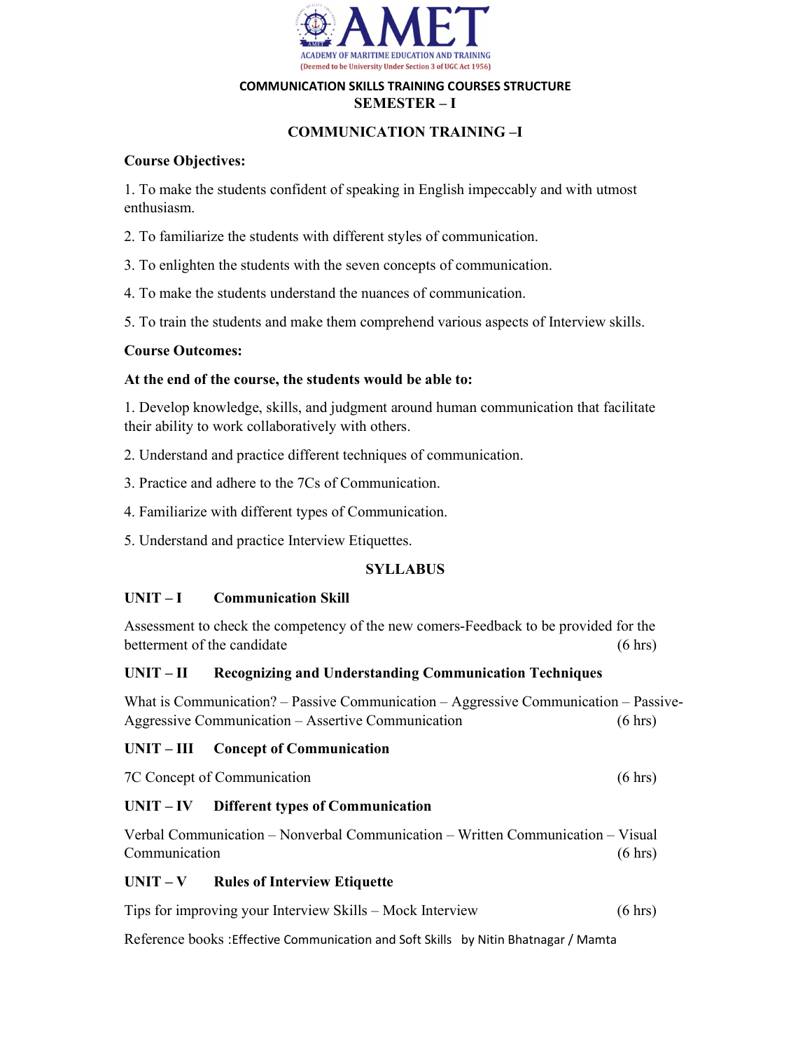# AMET

ACADEMY OF MARITIME EDUCATION AND TRAINING

(Deemed to be University Under Section 3 of UGC Act 1956)

## COMMUNICATION SKILLS TRAINING COURSES STRUCTURE

## SEMESTER – I

## COMMUNICATION TRAINING –I

**Course Objectives:**

1. To make the students confident of speaking in English impeccably and with utmost enthusiasm.

2. To familiarize the students with different styles of communication.

3. To enlighten the students with the seven concepts of communication.

4. To make the students understand the nuances of communication.

5. To train the students and make them comprehend various aspects of Interview skills.

**Course Outcomes:**

**At the end of the course, the students would be able to:**

1. Develop knowledge, skills, and judgment around human communication that facilitate their ability to work collaboratively with others.

2. Understand and practice different techniques of communication.

3. Practice and adhere to the 7Cs of Communication.

4. Familiarize with different types of Communication.

5. Understand and practice Interview Etiquettes.

### SYLLABUS

**UNIT – I Communication Skill**

Assessment to check the competency of the new comers-Feedback to be provided for the betterment of the candidate (6 hrs)

**UNIT – II Recognizing and Understanding Communication Techniques**

What is Communication? – Passive Communication – Aggressive Communication – Passive-Aggressive Communication – Assertive Communication (6 hrs)

**UNIT – III Concept of Communication**

7C Concept of Communication (6 hrs)

**UNIT – IV Different types of Communication**

Verbal Communication – Nonverbal Communication – Written Communication – Visual Communication (6 hrs)

**UNIT – V Rules of Interview Etiquette**

Tips for improving your Interview Skills – Mock Interview (6 hrs)

Reference books :Effective Communication and Soft Skills by Nitin Bhatnagar / Mamta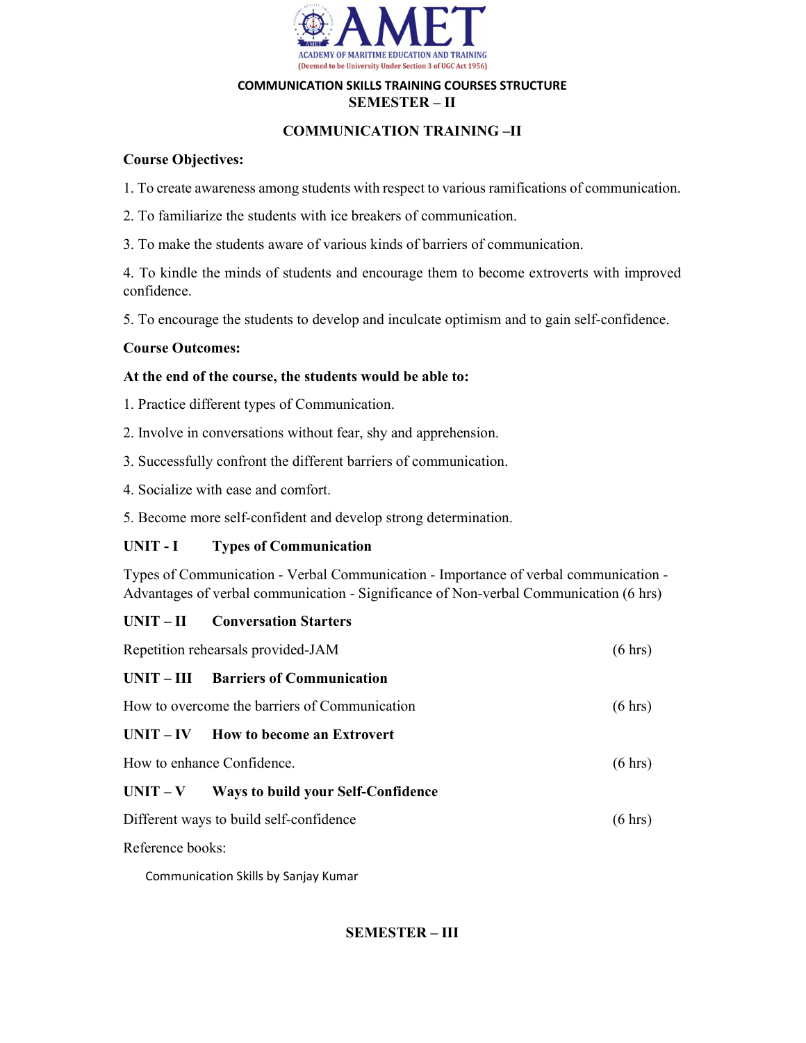# AMET

ACADEMY OF MARITIME EDUCATION AND TRAINING

(Deemed to be University Under Section 3 of UGC Act 1956)

**COMMUNICATION SKILLS TRAINING COURSES STRUCTURE**

**SEMESTER – II**

## COMMUNICATION TRAINING –II

**Course Objectives:**

1. To create awareness among students with respect to various ramifications of communication.

2. To familiarize the students with ice breakers of communication.

3. To make the students aware of various kinds of barriers of communication.

4. To kindle the minds of students and encourage them to become extroverts with improved confidence.

5. To encourage the students to develop and inculcate optimism and to gain self-confidence.

**Course Outcomes:**

**At the end of the course, the students would be able to:**

1. Practice different types of Communication.

2. Involve in conversations without fear, shy and apprehension.

3. Successfully confront the different barriers of communication.

4. Socialize with ease and comfort.

5. Become more self-confident and develop strong determination.

**UNIT - I Types of Communication**

Types of Communication - Verbal Communication - Importance of verbal communication - Advantages of verbal communication - Significance of Non-verbal Communication (6 hrs)

**UNIT – II Conversation Starters**

Repetition rehearsals provided-JAM (6 hrs)

**UNIT – III Barriers of Communication**

How to overcome the barriers of Communication (6 hrs)

**UNIT – IV How to become an Extrovert**

How to enhance Confidence. (6 hrs)

**UNIT – V Ways to build your Self-Confidence**

Different ways to build self-confidence (6 hrs)

Reference books:

Communication Skills by Sanjay Kumar

**SEMESTER – III**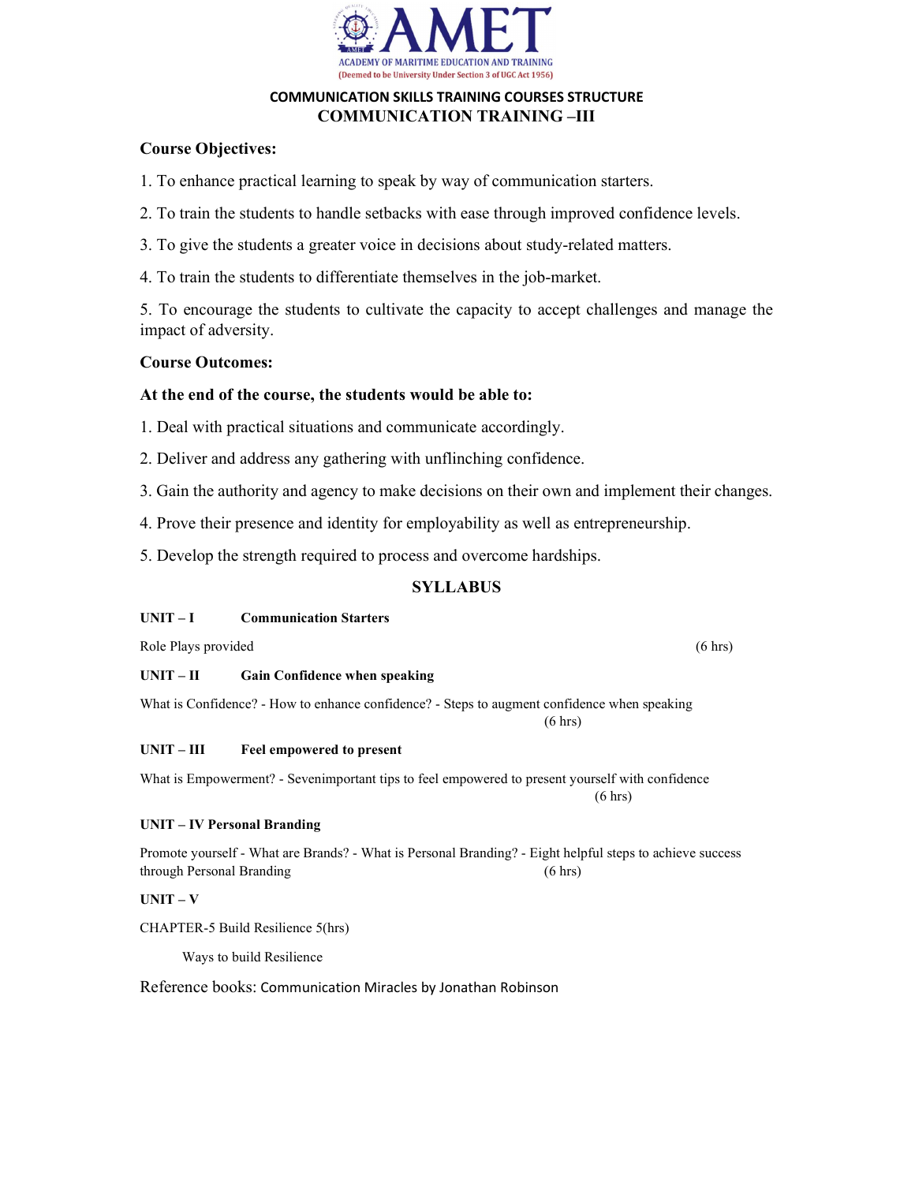# AMET

ACADEMY OF MARITIME EDUCATION AND TRAINING

(Deemed to be University Under Section 3 of UGC Act 1956)

## COMMUNICATION SKILLS TRAINING COURSES STRUCTURE

## COMMUNICATION TRAINING –III

**Course Objectives:**

1. To enhance practical learning to speak by way of communication starters.
2. To train the students to handle setbacks with ease through improved confidence levels.
3. To give the students a greater voice in decisions about study-related matters.
4. To train the students to differentiate themselves in the job-market.
5. To encourage the students to cultivate the capacity to accept challenges and manage the impact of adversity.

**Course Outcomes:**

**At the end of the course, the students would be able to:**

1. Deal with practical situations and communicate accordingly.
2. Deliver and address any gathering with unflinching confidence.
3. Gain the authority and agency to make decisions on their own and implement their changes.
4. Prove their presence and identity for employability as well as entrepreneurship.
5. Develop the strength required to process and overcome hardships.

## SYLLABUS

**UNIT – I Communication Starters**

Role Plays provided (6 hrs)

**UNIT – II Gain Confidence when speaking**

What is Confidence? - How to enhance confidence? - Steps to augment confidence when speaking (6 hrs)

**UNIT – III Feel empowered to present**

What is Empowerment? - Sevenimportant tips to feel empowered to present yourself with confidence (6 hrs)

**UNIT – IV Personal Branding**

Promote yourself - What are Brands? - What is Personal Branding? - Eight helpful steps to achieve success through Personal Branding (6 hrs)

**UNIT – V**

CHAPTER-5 Build Resilience 5(hrs)

Ways to build Resilience

Reference books: Communication Miracles by Jonathan Robinson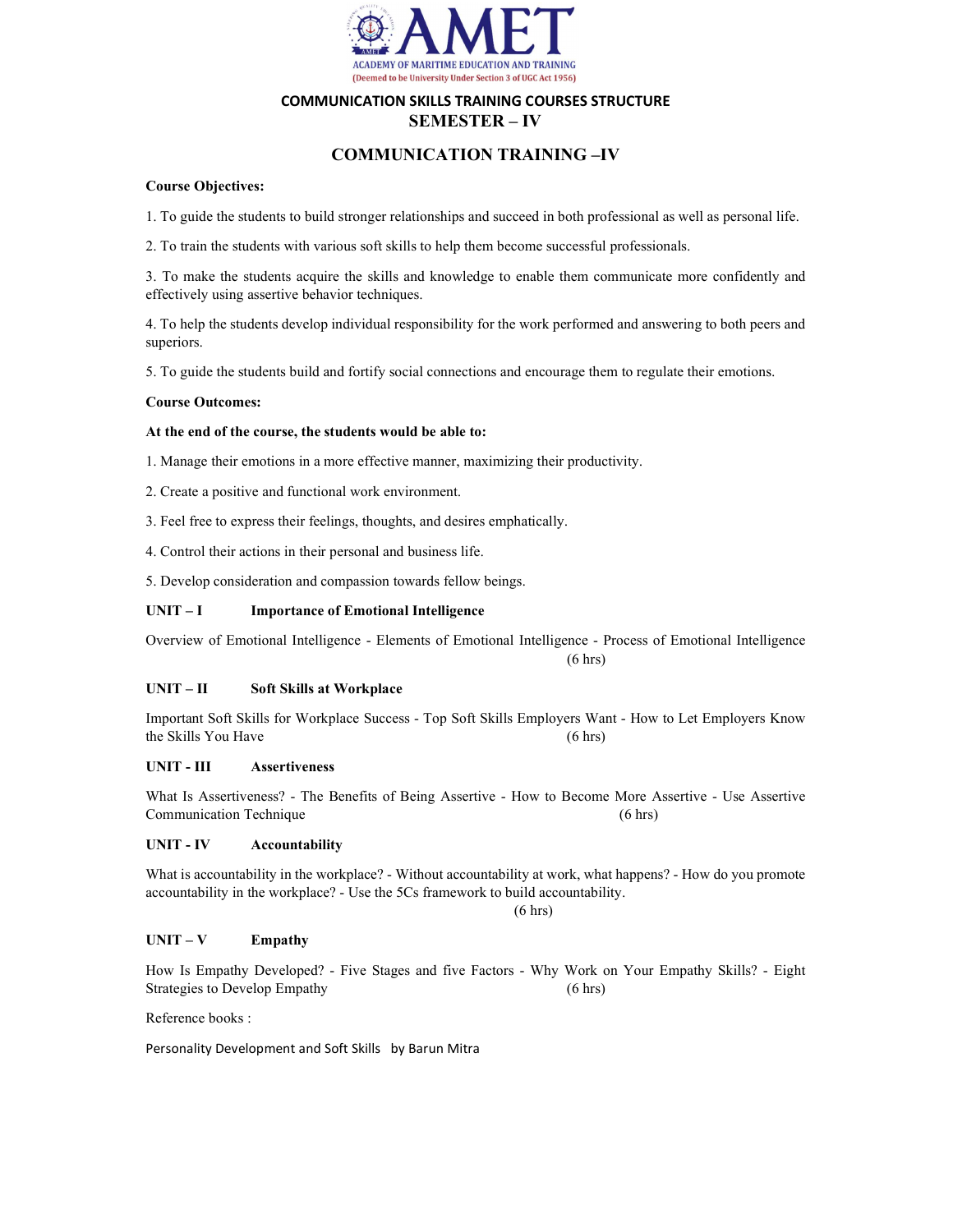AMET

ACADEMY OF MARITIME EDUCATION AND TRAINING

(Deemed to be University Under Section 3 of UGC Act 1956)

**COMMUNICATION SKILLS TRAINING COURSES STRUCTURE**

**SEMESTER – IV**

## COMMUNICATION TRAINING –IV

**Course Objectives:**

1. To guide the students to build stronger relationships and succeed in both professional as well as personal life.

2. To train the students with various soft skills to help them become successful professionals.

3. To make the students acquire the skills and knowledge to enable them communicate more confidently and effectively using assertive behavior techniques.

4. To help the students develop individual responsibility for the work performed and answering to both peers and superiors.

5. To guide the students build and fortify social connections and encourage them to regulate their emotions.

**Course Outcomes:**

**At the end of the course, the students would be able to:**

1. Manage their emotions in a more effective manner, maximizing their productivity.

2. Create a positive and functional work environment.

3. Feel free to express their feelings, thoughts, and desires emphatically.

4. Control their actions in their personal and business life.

5. Develop consideration and compassion towards fellow beings.

**UNIT – I Importance of Emotional Intelligence**

Overview of Emotional Intelligence - Elements of Emotional Intelligence - Process of Emotional Intelligence (6 hrs)

**UNIT – II Soft Skills at Workplace**

Important Soft Skills for Workplace Success - Top Soft Skills Employers Want - How to Let Employers Know the Skills You Have (6 hrs)

**UNIT - III Assertiveness**

What Is Assertiveness? - The Benefits of Being Assertive - How to Become More Assertive - Use Assertive Communication Technique (6 hrs)

**UNIT - IV Accountability**

What is accountability in the workplace? - Without accountability at work, what happens? - How do you promote accountability in the workplace? - Use the 5Cs framework to build accountability. (6 hrs)

**UNIT – V Empathy**

How Is Empathy Developed? - Five Stages and five Factors - Why Work on Your Empathy Skills? - Eight Strategies to Develop Empathy (6 hrs)

Reference books :

Personality Development and Soft Skills by Barun Mitra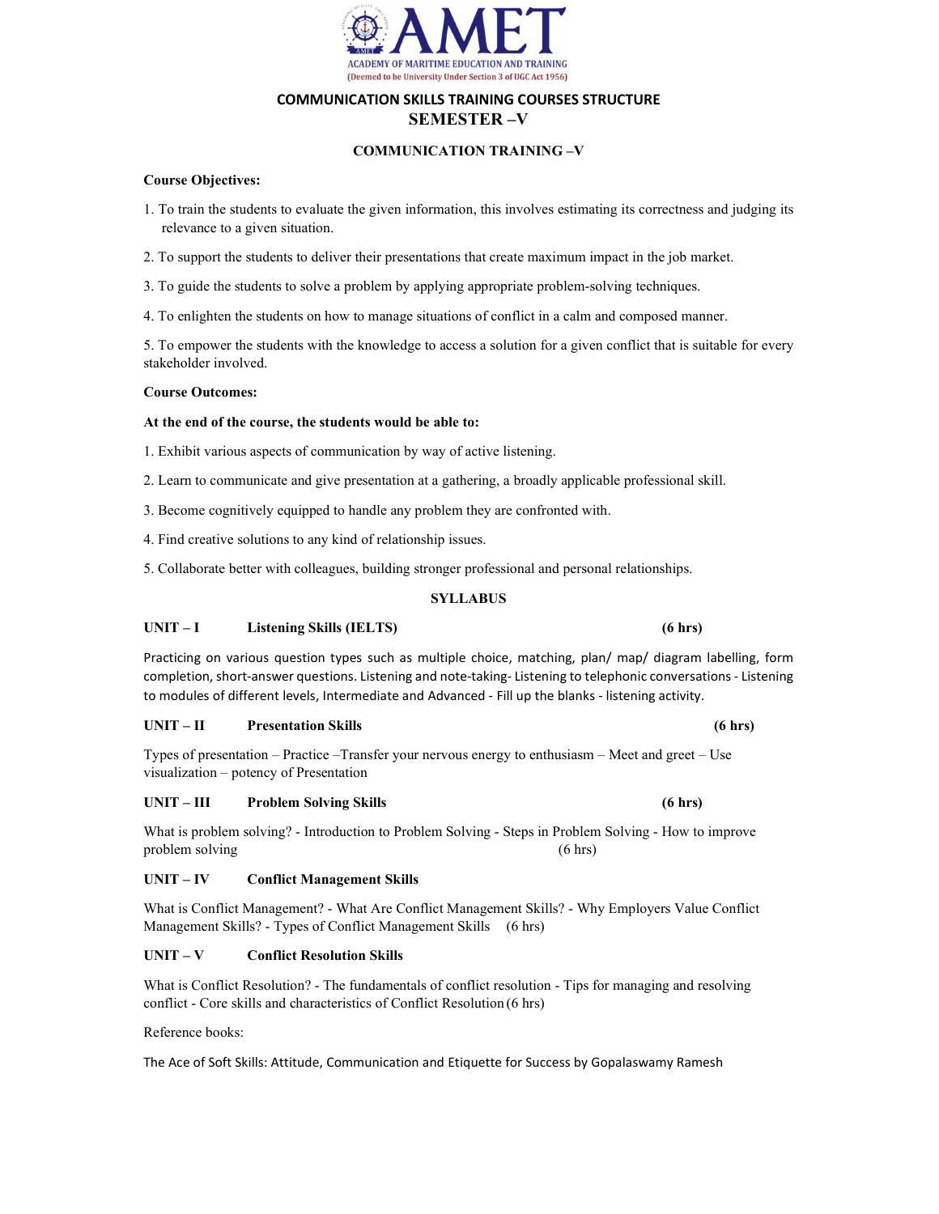# AMET

ACADEMY OF MARITIME EDUCATION AND TRAINING

(Deemed to be University Under Section 3 of UGC Act 1956)

## COMMUNICATION SKILLS TRAINING COURSES STRUCTURE

## SEMESTER –V

### COMMUNICATION TRAINING –V

**Course Objectives:**

1. To train the students to evaluate the given information, this involves estimating its correctness and judging its relevance to a given situation.
2. To support the students to deliver their presentations that create maximum impact in the job market.
3. To guide the students to solve a problem by applying appropriate problem-solving techniques.
4. To enlighten the students on how to manage situations of conflict in a calm and composed manner.
5. To empower the students with the knowledge to access a solution for a given conflict that is suitable for every stakeholder involved.

**Course Outcomes:**

**At the end of the course, the students would be able to:**

1. Exhibit various aspects of communication by way of active listening.
2. Learn to communicate and give presentation at a gathering, a broadly applicable professional skill.
3. Become cognitively equipped to handle any problem they are confronted with.
4. Find creative solutions to any kind of relationship issues.
5. Collaborate better with colleagues, building stronger professional and personal relationships.

### SYLLABUS

**UNIT – I Listening Skills (IELTS) (6 hrs)**

Practicing on various question types such as multiple choice, matching, plan/ map/ diagram labelling, form completion, short-answer questions. Listening and note-taking- Listening to telephonic conversations - Listening to modules of different levels, Intermediate and Advanced - Fill up the blanks - listening activity.

**UNIT – II Presentation Skills (6 hrs)**

Types of presentation – Practice –Transfer your nervous energy to enthusiasm – Meet and greet – Use visualization – potency of Presentation

**UNIT – III Problem Solving Skills (6 hrs)**

What is problem solving? - Introduction to Problem Solving - Steps in Problem Solving - How to improve problem solving (6 hrs)

**UNIT – IV Conflict Management Skills**

What is Conflict Management? - What Are Conflict Management Skills? - Why Employers Value Conflict Management Skills? - Types of Conflict Management Skills (6 hrs)

**UNIT – V Conflict Resolution Skills**

What is Conflict Resolution? - The fundamentals of conflict resolution - Tips for managing and resolving conflict - Core skills and characteristics of Conflict Resolution (6 hrs)

Reference books:

The Ace of Soft Skills: Attitude, Communication and Etiquette for Success by Gopalaswamy Ramesh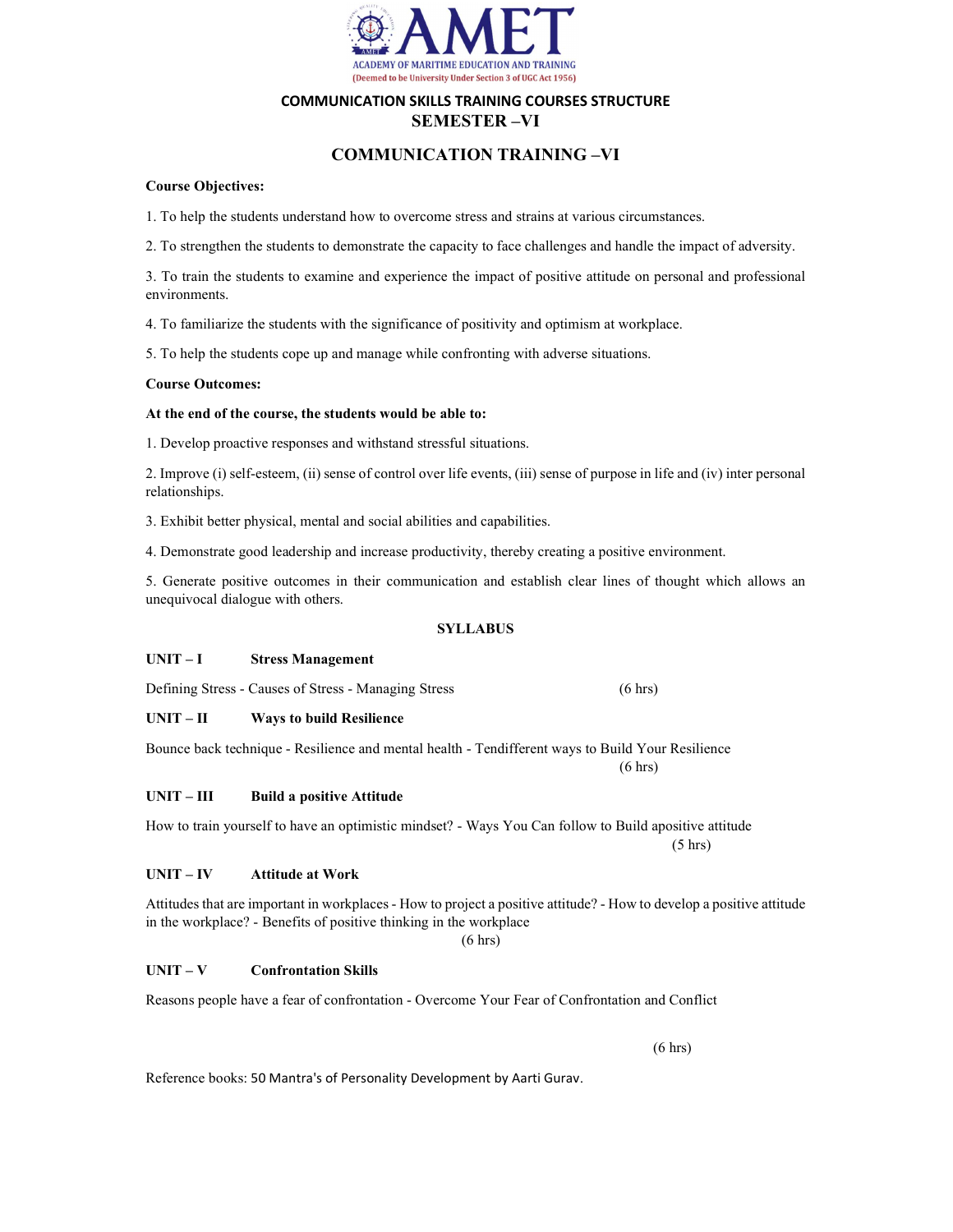AMET

ACADEMY OF MARITIME EDUCATION AND TRAINING

(Deemed to be University Under Section 3 of UGC Act 1956)

# COMMUNICATION SKILLS TRAINING COURSES STRUCTURE

## SEMESTER –VI

## COMMUNICATION TRAINING –VI

**Course Objectives:**

1. To help the students understand how to overcome stress and strains at various circumstances.

2. To strengthen the students to demonstrate the capacity to face challenges and handle the impact of adversity.

3. To train the students to examine and experience the impact of positive attitude on personal and professional environments.

4. To familiarize the students with the significance of positivity and optimism at workplace.

5. To help the students cope up and manage while confronting with adverse situations.

**Course Outcomes:**

**At the end of the course, the students would be able to:**

1. Develop proactive responses and withstand stressful situations.

2. Improve (i) self-esteem, (ii) sense of control over life events, (iii) sense of purpose in life and (iv) inter personal relationships.

3. Exhibit better physical, mental and social abilities and capabilities.

4. Demonstrate good leadership and increase productivity, thereby creating a positive environment.

5. Generate positive outcomes in their communication and establish clear lines of thought which allows an unequivocal dialogue with others.

**SYLLABUS**

**UNIT – I Stress Management**

Defining Stress - Causes of Stress - Managing Stress (6 hrs)

**UNIT – II Ways to build Resilience**

Bounce back technique - Resilience and mental health - Tendifferent ways to Build Your Resilience (6 hrs)

**UNIT – III Build a positive Attitude**

How to train yourself to have an optimistic mindset? - Ways You Can follow to Build apositive attitude (5 hrs)

**UNIT – IV Attitude at Work**

Attitudes that are important in workplaces - How to project a positive attitude? - How to develop a positive attitude in the workplace? - Benefits of positive thinking in the workplace (6 hrs)

**UNIT – V Confrontation Skills**

Reasons people have a fear of confrontation - Overcome Your Fear of Confrontation and Conflict (6 hrs)

Reference books: 50 Mantra's of Personality Development by Aarti Gurav.